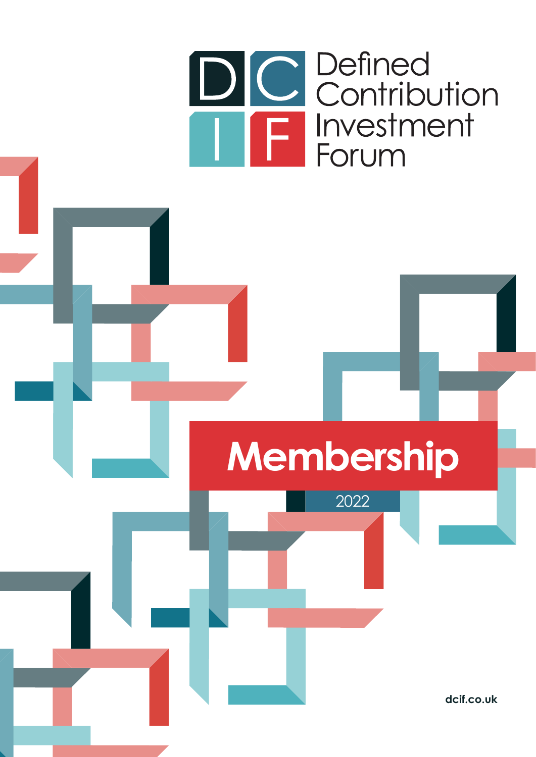# Defined Contribution Investment Forum

# Membership

2022

dcif.co.uk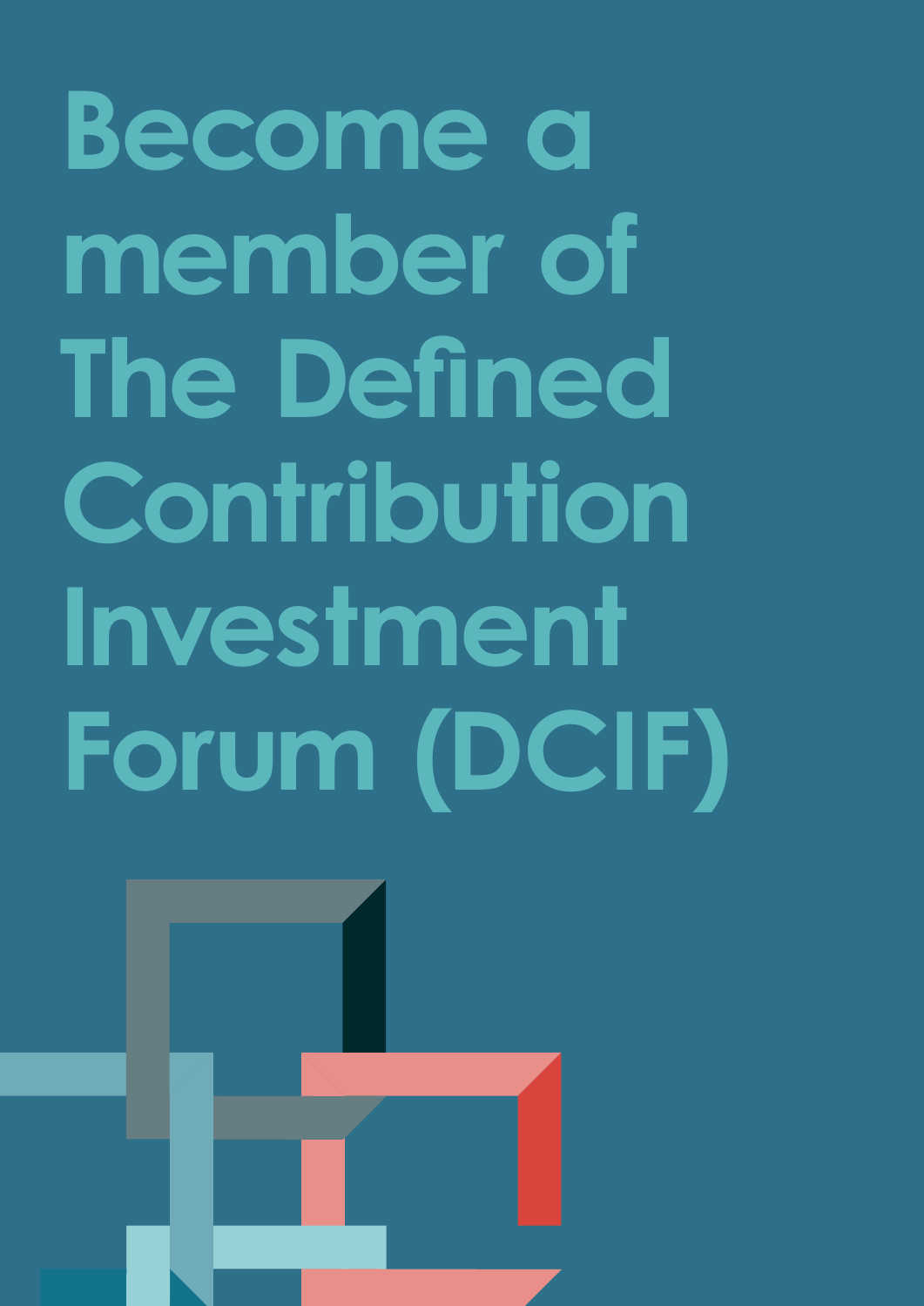# Become a member of The Defined Contribution Investment Forum (DCIF)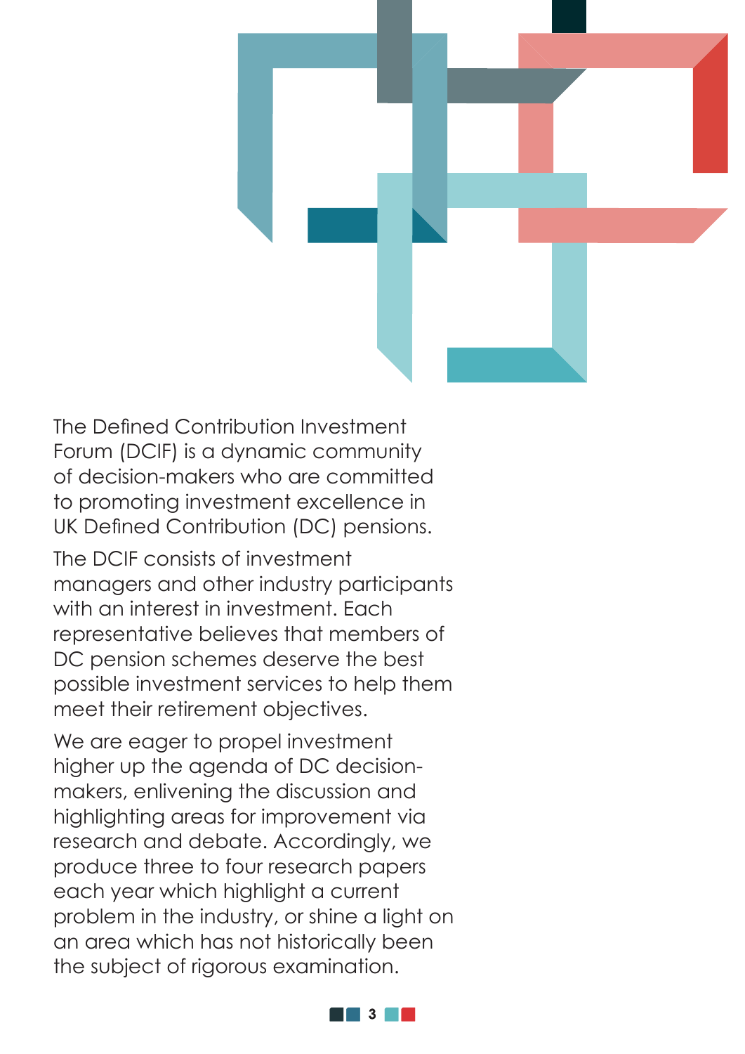The Defined Contribution Investment Forum (DCIF) is a dynamic community of decision-makers who are committed to promoting investment excellence in UK Defined Contribution (DC) pensions.

The DCIF consists of investment managers and other industry participants with an interest in investment. Each representative believes that members of DC pension schemes deserve the best possible investment services to help them meet their retirement objectives.

We are eager to propel investment higher up the agenda of DC decision-makers, enlivening the discussion and highlighting areas for improvement via research and debate. Accordingly, we produce three to four research papers each year which highlight a current problem in the industry, or shine a light on an area which has not historically been the subject of rigorous examination.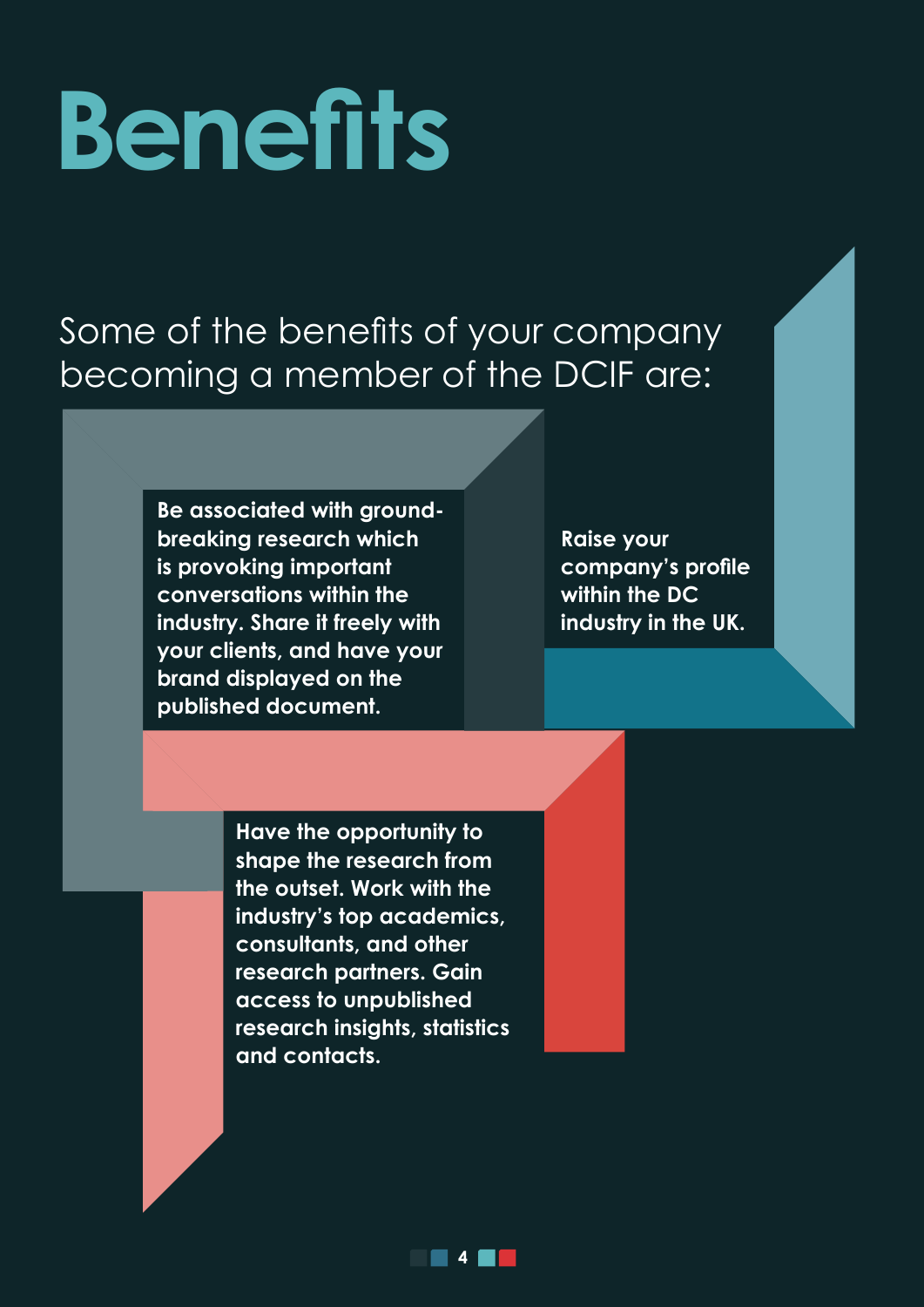# Benefits

Some of the benefits of your company becoming a member of the DCIF are:

**Be associated with ground-breaking research which is provoking important conversations within the industry. Share it freely with your clients, and have your brand displayed on the published document.**

**Raise your company's profile within the DC industry in the UK.**

**Have the opportunity to shape the research from the outset. Work with the industry's top academics, consultants, and other research partners. Gain access to unpublished research insights, statistics and contacts.**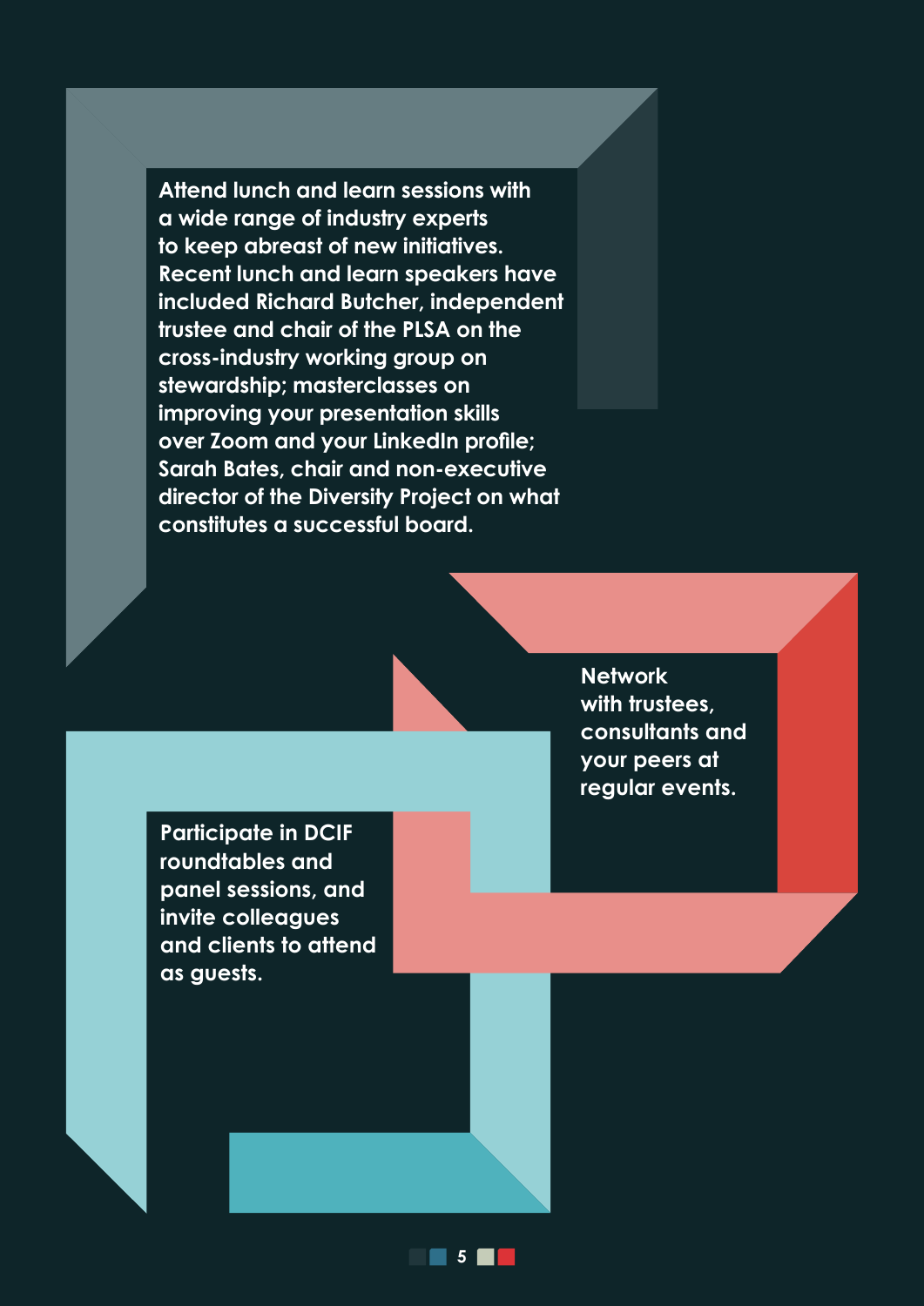**Attend lunch and learn sessions with a wide range of industry experts to keep abreast of new initiatives. Recent lunch and learn speakers have included Richard Butcher, independent trustee and chair of the PLSA on the cross-industry working group on stewardship; masterclasses on improving your presentation skills over Zoom and your LinkedIn profile; Sarah Bates, chair and non-executive director of the Diversity Project on what constitutes a successful board.**

**Network with trustees, consultants and your peers at regular events.**

**Participate in DCIF roundtables and panel sessions, and invite colleagues and clients to attend as guests.**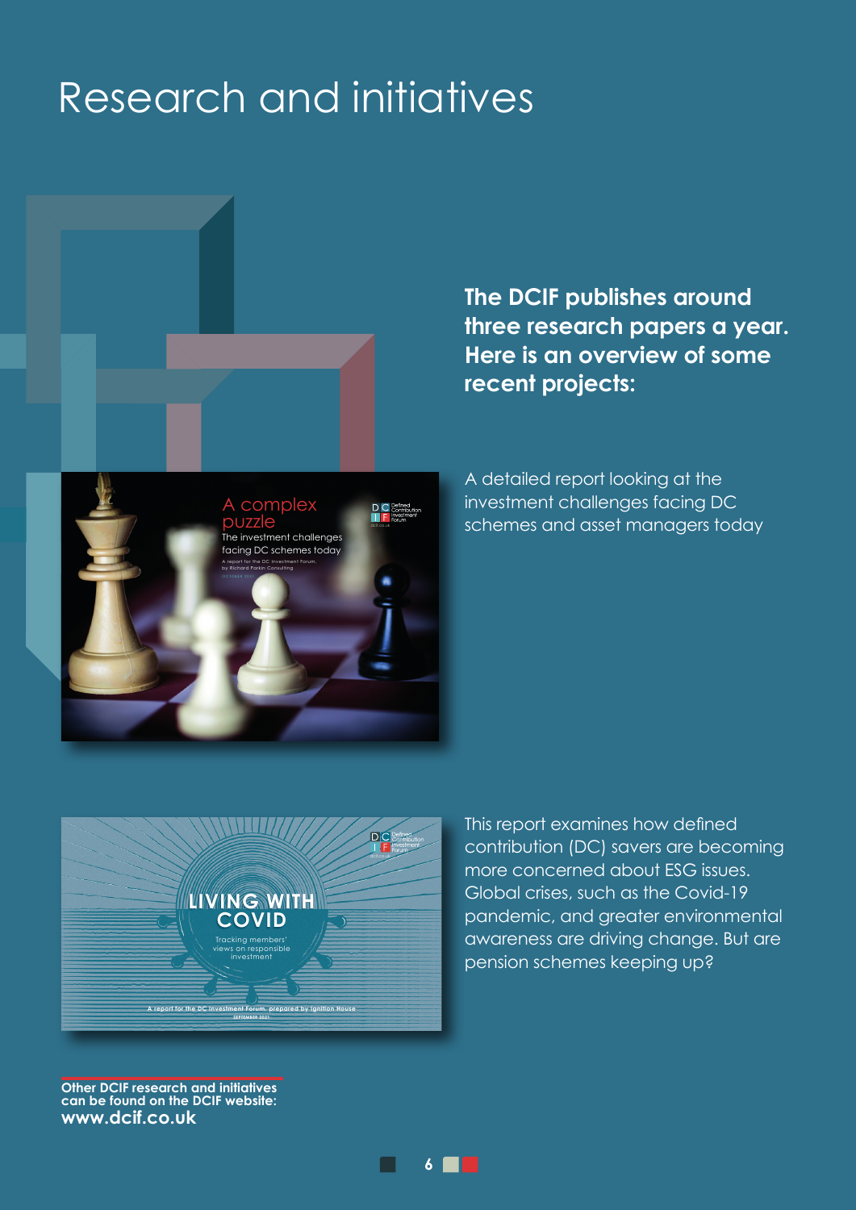# Research and initiatives

**The DCIF publishes around three research papers a year. Here is an overview of some recent projects:**

A complex puzzle
The investment challenges facing DC schemes today
A report for the DC Investment Forum, by Richard Parkin Consulting

A detailed report looking at the investment challenges facing DC schemes and asset managers today

LIVING WITH COVID
Tracking members' views on responsible investment
A report for the DC Investment Forum, prepared by Ignition House
SEPTEMBER 2021

This report examines how defined contribution (DC) savers are becoming more concerned about ESG issues. Global crises, such as the Covid-19 pandemic, and greater environmental awareness are driving change. But are pension schemes keeping up?

**Other DCIF research and initiatives can be found on the DCIF website:**
**www.dcif.co.uk**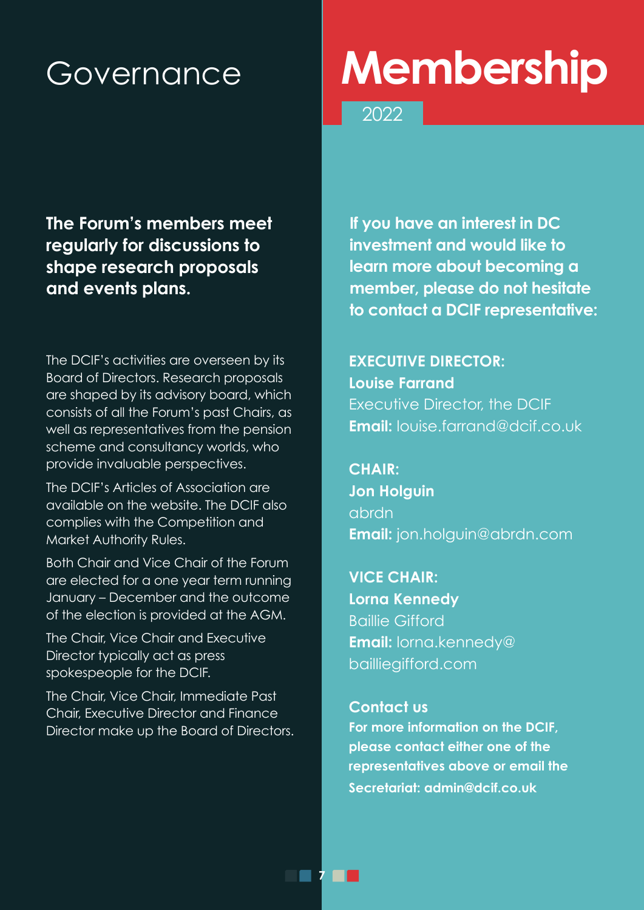# Governance

**The Forum's members meet regularly for discussions to shape research proposals and events plans.**

The DCIF's activities are overseen by its Board of Directors. Research proposals are shaped by its advisory board, which consists of all the Forum's past Chairs, as well as representatives from the pension scheme and consultancy worlds, who provide invaluable perspectives.

The DCIF's Articles of Association are available on the website. The DCIF also complies with the Competition and Market Authority Rules.

Both Chair and Vice Chair of the Forum are elected for a one year term running January – December and the outcome of the election is provided at the AGM.

The Chair, Vice Chair and Executive Director typically act as press spokespeople for the DCIF.

The Chair, Vice Chair, Immediate Past Chair, Executive Director and Finance Director make up the Board of Directors.

# Membership

2022

**If you have an interest in DC investment and would like to learn more about becoming a member, please do not hesitate to contact a DCIF representative:**

**EXECUTIVE DIRECTOR:**
**Louise Farrand**
Executive Director, the DCIF
**Email:** louise.farrand@dcif.co.uk

**CHAIR:**
**Jon Holguin**
abrdn
**Email:** jon.holguin@abrdn.com

**VICE CHAIR:**
**Lorna Kennedy**
Baillie Gifford
**Email:** lorna.kennedy@bailliegifford.com

## Contact us

**For more information on the DCIF, please contact either one of the representatives above or email the Secretariat: admin@dcif.co.uk**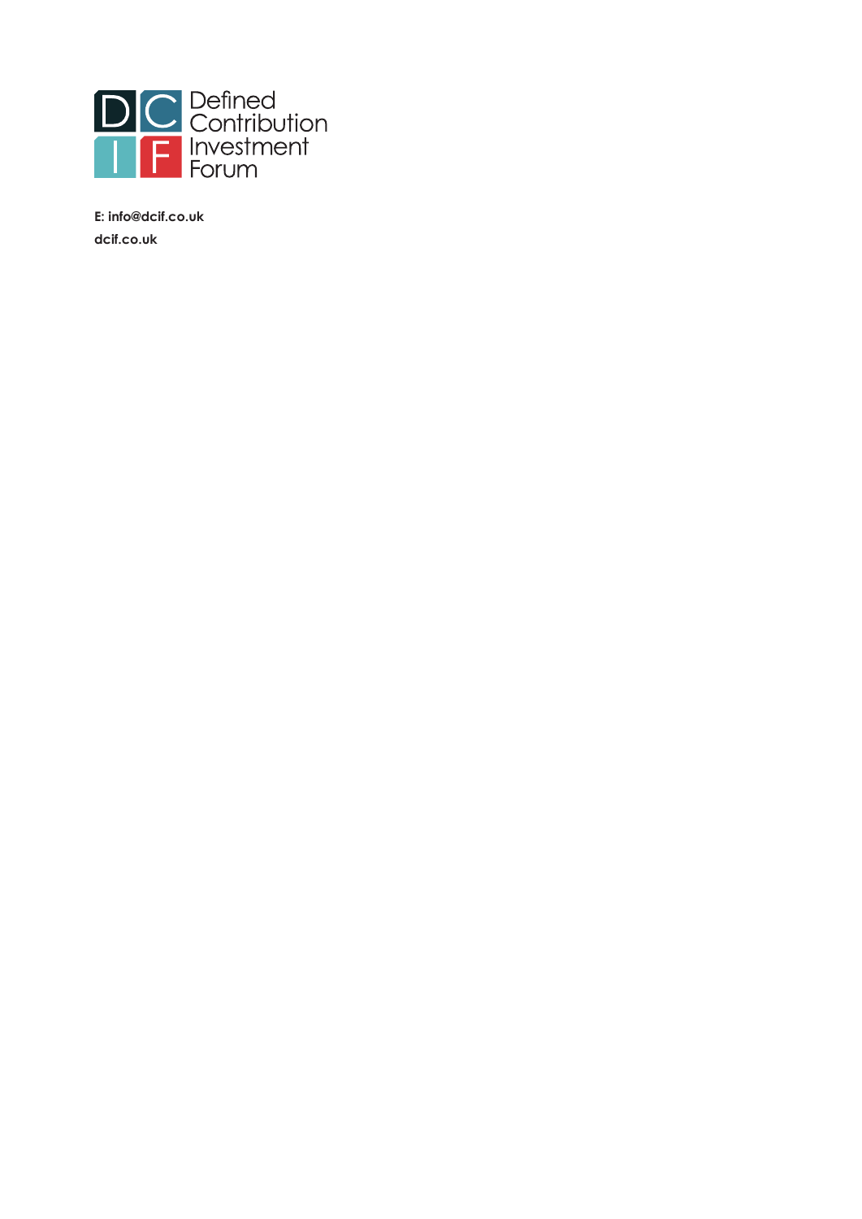Defined Contribution Investment Forum

**E: info@dcif.co.uk**

**dcif.co.uk**